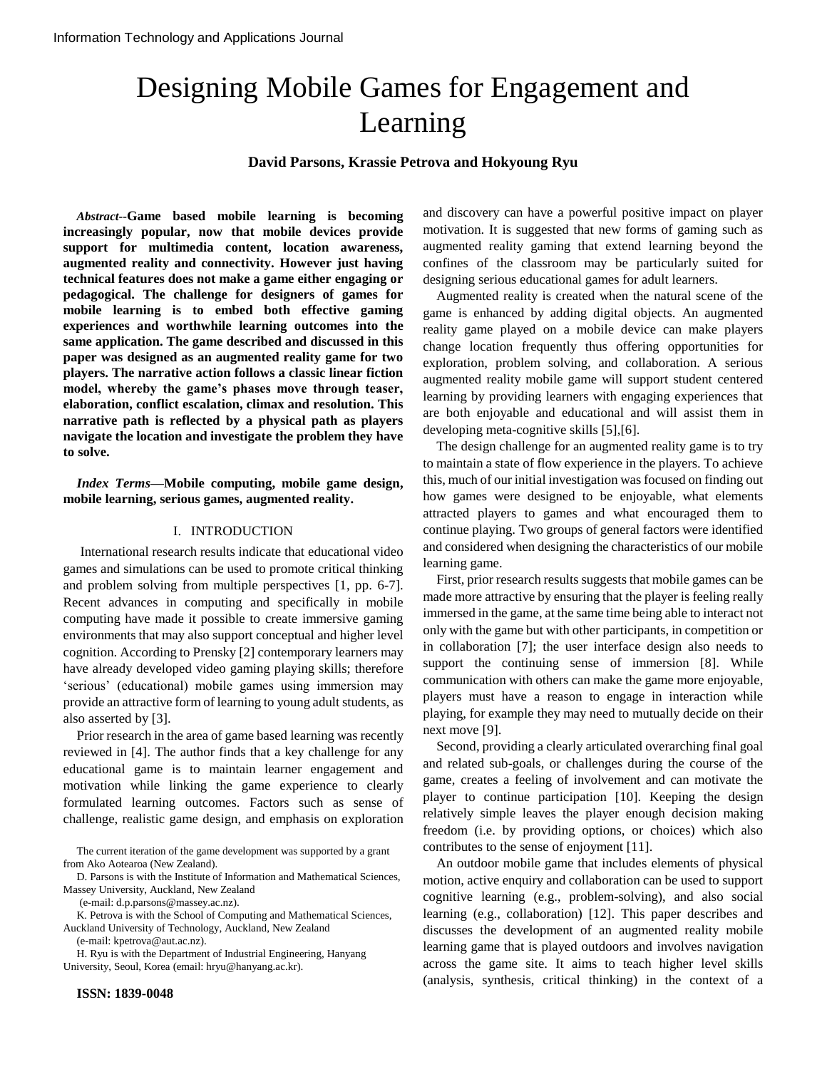# Designing Mobile Games for Engagement and Learning

**David Parsons, Krassie Petrova and Hokyoung Ryu**

***Abstract*--Game based mobile learning is becoming increasingly popular, now that mobile devices provide support for multimedia content, location awareness, augmented reality and connectivity. However just having technical features does not make a game either engaging or pedagogical. The challenge for designers of games for mobile learning is to embed both effective gaming experiences and worthwhile learning outcomes into the same application. The game described and discussed in this paper was designed as an augmented reality game for two players. The narrative action follows a classic linear fiction model, whereby the game's phases move through teaser, elaboration, conflict escalation, climax and resolution. This narrative path is reflected by a physical path as players navigate the location and investigate the problem they have to solve.**

***Index Terms*—Mobile computing, mobile game design, mobile learning, serious games, augmented reality.**

## I. INTRODUCTION

International research results indicate that educational video games and simulations can be used to promote critical thinking and problem solving from multiple perspectives [1, pp. 6-7]. Recent advances in computing and specifically in mobile computing have made it possible to create immersive gaming environments that may also support conceptual and higher level cognition. According to Prensky [2] contemporary learners may have already developed video gaming playing skills; therefore 'serious' (educational) mobile games using immersion may provide an attractive form of learning to young adult students, as also asserted by [3].

Prior research in the area of game based learning was recently reviewed in [4]. The author finds that a key challenge for any educational game is to maintain learner engagement and motivation while linking the game experience to clearly formulated learning outcomes. Factors such as sense of challenge, realistic game design, and emphasis on exploration and discovery can have a powerful positive impact on player motivation. It is suggested that new forms of gaming such as augmented reality gaming that extend learning beyond the confines of the classroom may be particularly suited for designing serious educational games for adult learners.

Augmented reality is created when the natural scene of the game is enhanced by adding digital objects. An augmented reality game played on a mobile device can make players change location frequently thus offering opportunities for exploration, problem solving, and collaboration. A serious augmented reality mobile game will support student centered learning by providing learners with engaging experiences that are both enjoyable and educational and will assist them in developing meta-cognitive skills [5],[6].

The design challenge for an augmented reality game is to try to maintain a state of flow experience in the players. To achieve this, much of our initial investigation was focused on finding out how games were designed to be enjoyable, what elements attracted players to games and what encouraged them to continue playing. Two groups of general factors were identified and considered when designing the characteristics of our mobile learning game.

First, prior research results suggests that mobile games can be made more attractive by ensuring that the player is feeling really immersed in the game, at the same time being able to interact not only with the game but with other participants, in competition or in collaboration [7]; the user interface design also needs to support the continuing sense of immersion [8]. While communication with others can make the game more enjoyable, players must have a reason to engage in interaction while playing, for example they may need to mutually decide on their next move [9].

Second, providing a clearly articulated overarching final goal and related sub-goals, or challenges during the course of the game, creates a feeling of involvement and can motivate the player to continue participation [10]. Keeping the design relatively simple leaves the player enough decision making freedom (i.e. by providing options, or choices) which also contributes to the sense of enjoyment [11].

An outdoor mobile game that includes elements of physical motion, active enquiry and collaboration can be used to support cognitive learning (e.g., problem-solving), and also social learning (e.g., collaboration) [12]. This paper describes and discusses the development of an augmented reality mobile learning game that is played outdoors and involves navigation across the game site. It aims to teach higher level skills (analysis, synthesis, critical thinking) in the context of a

---

The current iteration of the game development was supported by a grant from Ako Aotearoa (New Zealand).

D. Parsons is with the Institute of Information and Mathematical Sciences, Massey University, Auckland, New Zealand (e-mail: d.p.parsons@massey.ac.nz).

K. Petrova is with the School of Computing and Mathematical Sciences, Auckland University of Technology, Auckland, New Zealand (e-mail: kpetrova@aut.ac.nz).

H. Ryu is with the Department of Industrial Engineering, Hanyang University, Seoul, Korea (email: hryu@hanyang.ac.kr).

**ISSN: 1839-0048**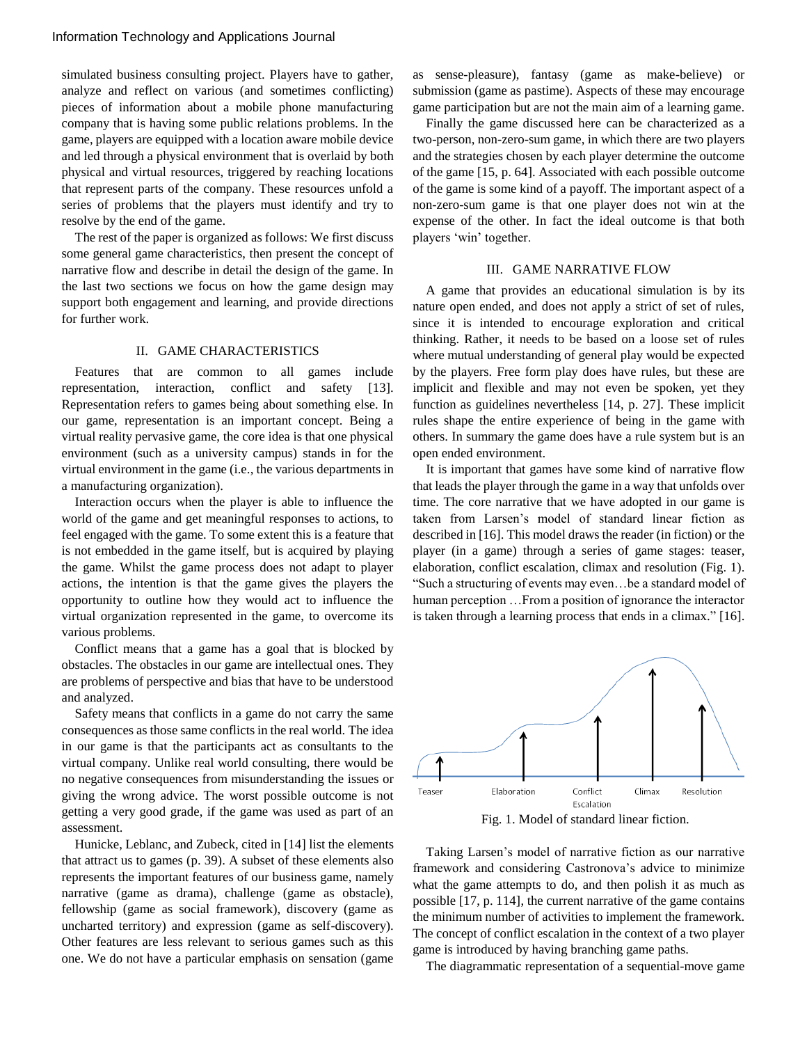simulated business consulting project. Players have to gather, analyze and reflect on various (and sometimes conflicting) pieces of information about a mobile phone manufacturing company that is having some public relations problems. In the game, players are equipped with a location aware mobile device and led through a physical environment that is overlaid by both physical and virtual resources, triggered by reaching locations that represent parts of the company. These resources unfold a series of problems that the players must identify and try to resolve by the end of the game.

The rest of the paper is organized as follows: We first discuss some general game characteristics, then present the concept of narrative flow and describe in detail the design of the game. In the last two sections we focus on how the game design may support both engagement and learning, and provide directions for further work.

## II. GAME CHARACTERISTICS

Features that are common to all games include representation, interaction, conflict and safety [13]. Representation refers to games being about something else. In our game, representation is an important concept. Being a virtual reality pervasive game, the core idea is that one physical environment (such as a university campus) stands in for the virtual environment in the game (i.e., the various departments in a manufacturing organization).

Interaction occurs when the player is able to influence the world of the game and get meaningful responses to actions, to feel engaged with the game. To some extent this is a feature that is not embedded in the game itself, but is acquired by playing the game. Whilst the game process does not adapt to player actions, the intention is that the game gives the players the opportunity to outline how they would act to influence the virtual organization represented in the game, to overcome its various problems.

Conflict means that a game has a goal that is blocked by obstacles. The obstacles in our game are intellectual ones. They are problems of perspective and bias that have to be understood and analyzed.

Safety means that conflicts in a game do not carry the same consequences as those same conflicts in the real world. The idea in our game is that the participants act as consultants to the virtual company. Unlike real world consulting, there would be no negative consequences from misunderstanding the issues or giving the wrong advice. The worst possible outcome is not getting a very good grade, if the game was used as part of an assessment.

Hunicke, Leblanc, and Zubeck, cited in [14] list the elements that attract us to games (p. 39). A subset of these elements also represents the important features of our business game, namely narrative (game as drama), challenge (game as obstacle), fellowship (game as social framework), discovery (game as uncharted territory) and expression (game as self-discovery). Other features are less relevant to serious games such as this one. We do not have a particular emphasis on sensation (game as sense-pleasure), fantasy (game as make-believe) or submission (game as pastime). Aspects of these may encourage game participation but are not the main aim of a learning game.

Finally the game discussed here can be characterized as a two-person, non-zero-sum game, in which there are two players and the strategies chosen by each player determine the outcome of the game [15, p. 64]. Associated with each possible outcome of the game is some kind of a payoff. The important aspect of a non-zero-sum game is that one player does not win at the expense of the other. In fact the ideal outcome is that both players 'win' together.

## III. GAME NARRATIVE FLOW

A game that provides an educational simulation is by its nature open ended, and does not apply a strict of set of rules, since it is intended to encourage exploration and critical thinking. Rather, it needs to be based on a loose set of rules where mutual understanding of general play would be expected by the players. Free form play does have rules, but these are implicit and flexible and may not even be spoken, yet they function as guidelines nevertheless [14, p. 27]. These implicit rules shape the entire experience of being in the game with others. In summary the game does have a rule system but is an open ended environment.

It is important that games have some kind of narrative flow that leads the player through the game in a way that unfolds over time. The core narrative that we have adopted in our game is taken from Larsen's model of standard linear fiction as described in [16]. This model draws the reader (in fiction) or the player (in a game) through a series of game stages: teaser, elaboration, conflict escalation, climax and resolution (Fig. 1). "Such a structuring of events may even…be a standard model of human perception …From a position of ignorance the interactor is taken through a learning process that ends in a climax." [16].

Fig. 1. Model of standard linear fiction.

Taking Larsen's model of narrative fiction as our narrative framework and considering Castronova's advice to minimize what the game attempts to do, and then polish it as much as possible [17, p. 114], the current narrative of the game contains the minimum number of activities to implement the framework. The concept of conflict escalation in the context of a two player game is introduced by having branching game paths.

The diagrammatic representation of a sequential-move game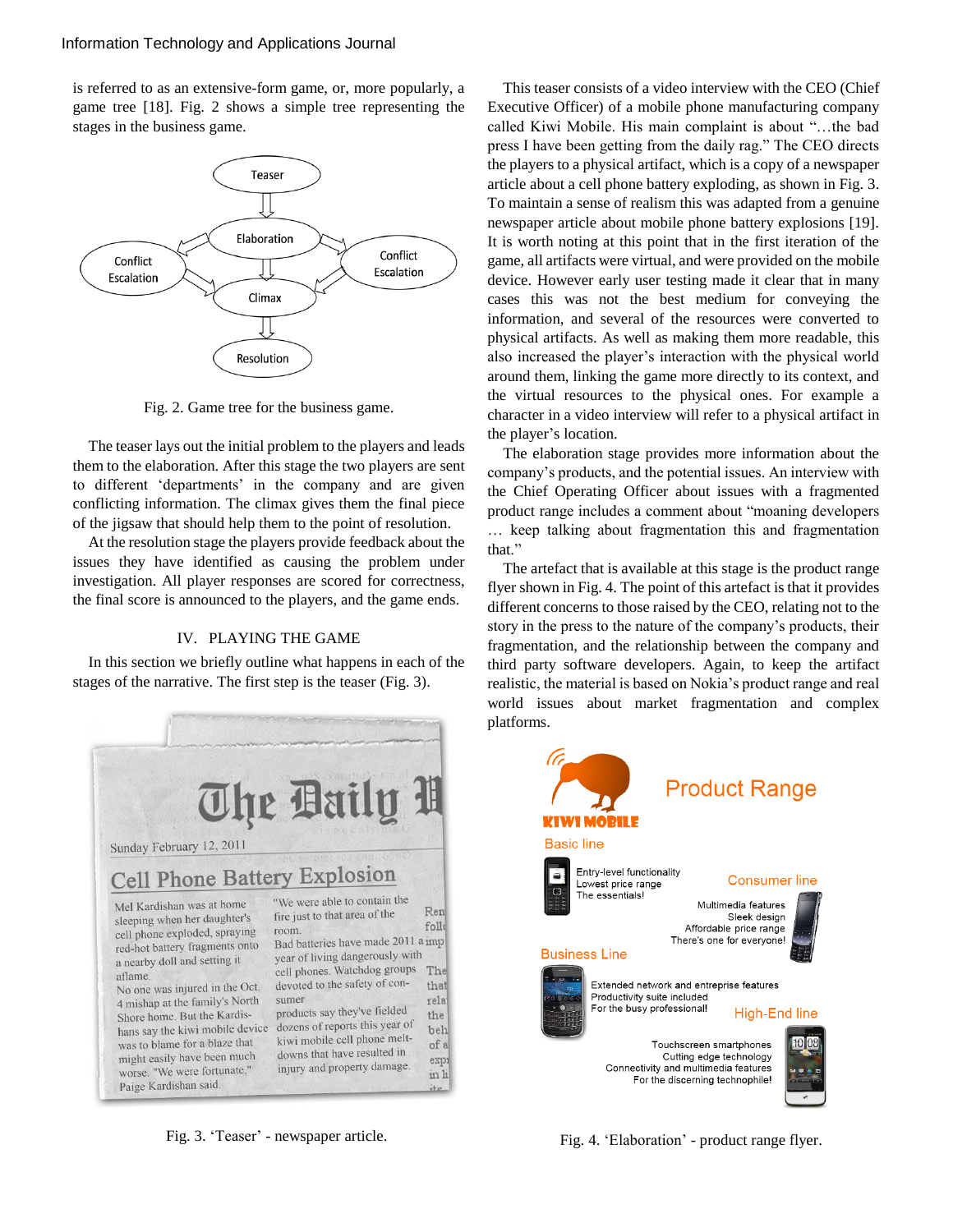is referred to as an extensive-form game, or, more popularly, a game tree [18]. Fig. 2 shows a simple tree representing the stages in the business game.

Fig. 2. Game tree for the business game.

The teaser lays out the initial problem to the players and leads them to the elaboration. After this stage the two players are sent to different 'departments' in the company and are given conflicting information. The climax gives them the final piece of the jigsaw that should help them to the point of resolution.

At the resolution stage the players provide feedback about the issues they have identified as causing the problem under investigation. All player responses are scored for correctness, the final score is announced to the players, and the game ends.

## IV. PLAYING THE GAME

In this section we briefly outline what happens in each of the stages of the narrative. The first step is the teaser (Fig. 3).

Fig. 3. 'Teaser' - newspaper article.

This teaser consists of a video interview with the CEO (Chief Executive Officer) of a mobile phone manufacturing company called Kiwi Mobile. His main complaint is about "…the bad press I have been getting from the daily rag." The CEO directs the players to a physical artifact, which is a copy of a newspaper article about a cell phone battery exploding, as shown in Fig. 3. To maintain a sense of realism this was adapted from a genuine newspaper article about mobile phone battery explosions [19]. It is worth noting at this point that in the first iteration of the game, all artifacts were virtual, and were provided on the mobile device. However early user testing made it clear that in many cases this was not the best medium for conveying the information, and several of the resources were converted to physical artifacts. As well as making them more readable, this also increased the player's interaction with the physical world around them, linking the game more directly to its context, and the virtual resources to the physical ones. For example a character in a video interview will refer to a physical artifact in the player's location.

The elaboration stage provides more information about the company's products, and the potential issues. An interview with the Chief Operating Officer about issues with a fragmented product range includes a comment about "moaning developers … keep talking about fragmentation this and fragmentation that."

The artefact that is available at this stage is the product range flyer shown in Fig. 4. The point of this artefact is that it provides different concerns to those raised by the CEO, relating not to the story in the press to the nature of the company's products, their fragmentation, and the relationship between the company and third party software developers. Again, to keep the artifact realistic, the material is based on Nokia's product range and real world issues about market fragmentation and complex platforms.

Fig. 4. 'Elaboration' - product range flyer.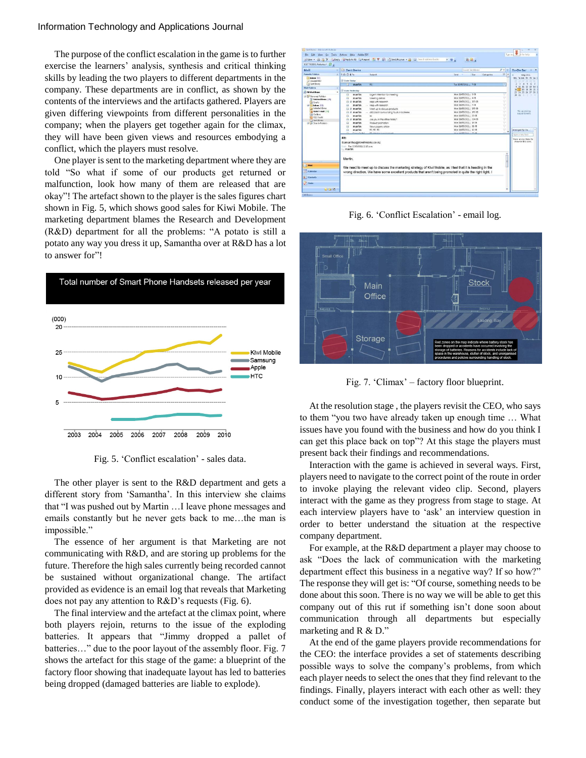The purpose of the conflict escalation in the game is to further exercise the learners' analysis, synthesis and critical thinking skills by leading the two players to different departments in the company. These departments are in conflict, as shown by the contents of the interviews and the artifacts gathered. Players are given differing viewpoints from different personalities in the company; when the players get together again for the climax, they will have been given views and resources embodying a conflict, which the players must resolve.

One player is sent to the marketing department where they are told "So what if some of our products get returned or malfunction, look how many of them are released that are okay"! The artefact shown to the player is the sales figures chart shown in Fig. 5, which shows good sales for Kiwi Mobile. The marketing department blames the Research and Development (R&D) department for all the problems: "A potato is still a potato any way you dress it up, Samantha over at R&D has a lot to answer for"!

Fig. 5. 'Conflict escalation' - sales data.

The other player is sent to the R&D department and gets a different story from 'Samantha'. In this interview she claims that "I was pushed out by Martin …I leave phone messages and emails constantly but he never gets back to me…the man is impossible."

The essence of her argument is that Marketing are not communicating with R&D, and are storing up problems for the future. Therefore the high sales currently being recorded cannot be sustained without organizational change. The artifact provided as evidence is an email log that reveals that Marketing does not pay any attention to R&D's requests (Fig. 6).

The final interview and the artefact at the climax point, where both players rejoin, returns to the issue of the exploding batteries. It appears that "Jimmy dropped a pallet of batteries…" due to the poor layout of the assembly floor. Fig. 7 shows the artefact for this stage of the game: a blueprint of the factory floor showing that inadequate layout has led to batteries being dropped (damaged batteries are liable to explode).

Fig. 6. 'Conflict Escalation' - email log.

Fig. 7. 'Climax' – factory floor blueprint.

At the resolution stage , the players revisit the CEO, who says to them "you two have already taken up enough time … What issues have you found with the business and how do you think I can get this place back on top"? At this stage the players must present back their findings and recommendations.

Interaction with the game is achieved in several ways. First, players need to navigate to the correct point of the route in order to invoke playing the relevant video clip. Second, players interact with the game as they progress from stage to stage. At each interview players have to 'ask' an interview question in order to better understand the situation at the respective company department.

For example, at the R&D department a player may choose to ask "Does the lack of communication with the marketing department effect this business in a negative way? If so how?" The response they will get is: "Of course, something needs to be done about this soon. There is no way we will be able to get this company out of this rut if something isn't done soon about communication through all departments but especially marketing and R & D."

At the end of the game players provide recommendations for the CEO: the interface provides a set of statements describing possible ways to solve the company's problems, from which each player needs to select the ones that they find relevant to the findings. Finally, players interact with each other as well: they conduct some of the investigation together, then separate but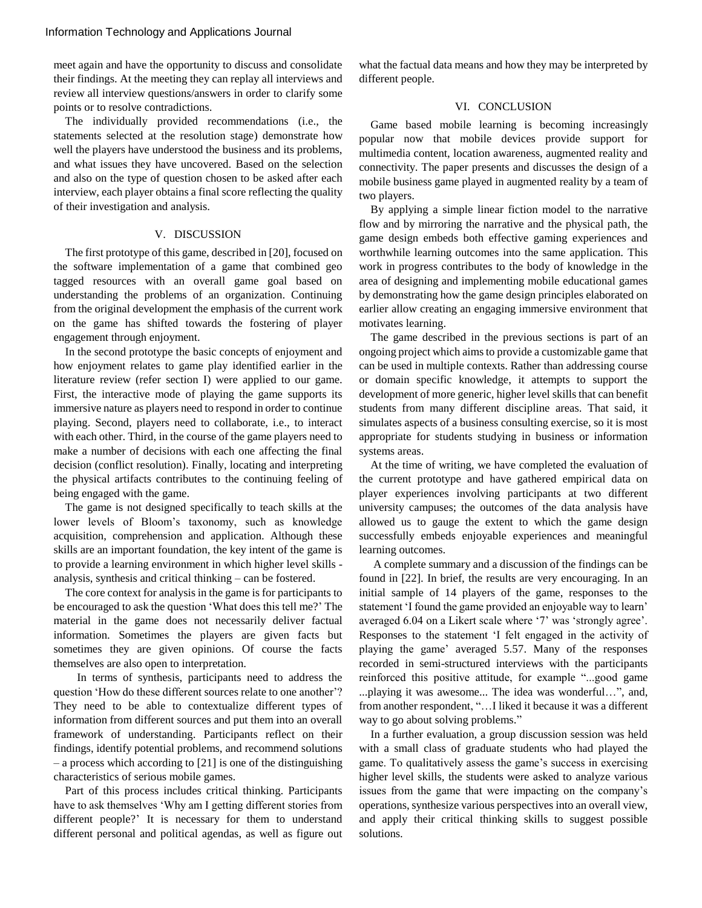meet again and have the opportunity to discuss and consolidate their findings. At the meeting they can replay all interviews and review all interview questions/answers in order to clarify some points or to resolve contradictions.

The individually provided recommendations (i.e., the statements selected at the resolution stage) demonstrate how well the players have understood the business and its problems, and what issues they have uncovered. Based on the selection and also on the type of question chosen to be asked after each interview, each player obtains a final score reflecting the quality of their investigation and analysis.

## V. DISCUSSION

The first prototype of this game, described in [20], focused on the software implementation of a game that combined geo tagged resources with an overall game goal based on understanding the problems of an organization. Continuing from the original development the emphasis of the current work on the game has shifted towards the fostering of player engagement through enjoyment.

In the second prototype the basic concepts of enjoyment and how enjoyment relates to game play identified earlier in the literature review (refer section I) were applied to our game. First, the interactive mode of playing the game supports its immersive nature as players need to respond in order to continue playing. Second, players need to collaborate, i.e., to interact with each other. Third, in the course of the game players need to make a number of decisions with each one affecting the final decision (conflict resolution). Finally, locating and interpreting the physical artifacts contributes to the continuing feeling of being engaged with the game.

The game is not designed specifically to teach skills at the lower levels of Bloom's taxonomy, such as knowledge acquisition, comprehension and application. Although these skills are an important foundation, the key intent of the game is to provide a learning environment in which higher level skills - analysis, synthesis and critical thinking – can be fostered.

The core context for analysis in the game is for participants to be encouraged to ask the question 'What does this tell me?' The material in the game does not necessarily deliver factual information. Sometimes the players are given facts but sometimes they are given opinions. Of course the facts themselves are also open to interpretation.

In terms of synthesis, participants need to address the question 'How do these different sources relate to one another'? They need to be able to contextualize different types of information from different sources and put them into an overall framework of understanding. Participants reflect on their findings, identify potential problems, and recommend solutions – a process which according to [21] is one of the distinguishing characteristics of serious mobile games.

Part of this process includes critical thinking. Participants have to ask themselves 'Why am I getting different stories from different people?' It is necessary for them to understand different personal and political agendas, as well as figure out what the factual data means and how they may be interpreted by different people.

## VI. CONCLUSION

Game based mobile learning is becoming increasingly popular now that mobile devices provide support for multimedia content, location awareness, augmented reality and connectivity. The paper presents and discusses the design of a mobile business game played in augmented reality by a team of two players.

By applying a simple linear fiction model to the narrative flow and by mirroring the narrative and the physical path, the game design embeds both effective gaming experiences and worthwhile learning outcomes into the same application. This work in progress contributes to the body of knowledge in the area of designing and implementing mobile educational games by demonstrating how the game design principles elaborated on earlier allow creating an engaging immersive environment that motivates learning.

The game described in the previous sections is part of an ongoing project which aims to provide a customizable game that can be used in multiple contexts. Rather than addressing course or domain specific knowledge, it attempts to support the development of more generic, higher level skills that can benefit students from many different discipline areas. That said, it simulates aspects of a business consulting exercise, so it is most appropriate for students studying in business or information systems areas.

At the time of writing, we have completed the evaluation of the current prototype and have gathered empirical data on player experiences involving participants at two different university campuses; the outcomes of the data analysis have allowed us to gauge the extent to which the game design successfully embeds enjoyable experiences and meaningful learning outcomes.

A complete summary and a discussion of the findings can be found in [22]. In brief, the results are very encouraging. In an initial sample of 14 players of the game, responses to the statement 'I found the game provided an enjoyable way to learn' averaged 6.04 on a Likert scale where '7' was 'strongly agree'. Responses to the statement 'I felt engaged in the activity of playing the game' averaged 5.57. Many of the responses recorded in semi-structured interviews with the participants reinforced this positive attitude, for example "...good game ...playing it was awesome... The idea was wonderful…", and, from another respondent, "…I liked it because it was a different way to go about solving problems."

In a further evaluation, a group discussion session was held with a small class of graduate students who had played the game. To qualitatively assess the game's success in exercising higher level skills, the students were asked to analyze various issues from the game that were impacting on the company's operations, synthesize various perspectives into an overall view, and apply their critical thinking skills to suggest possible solutions.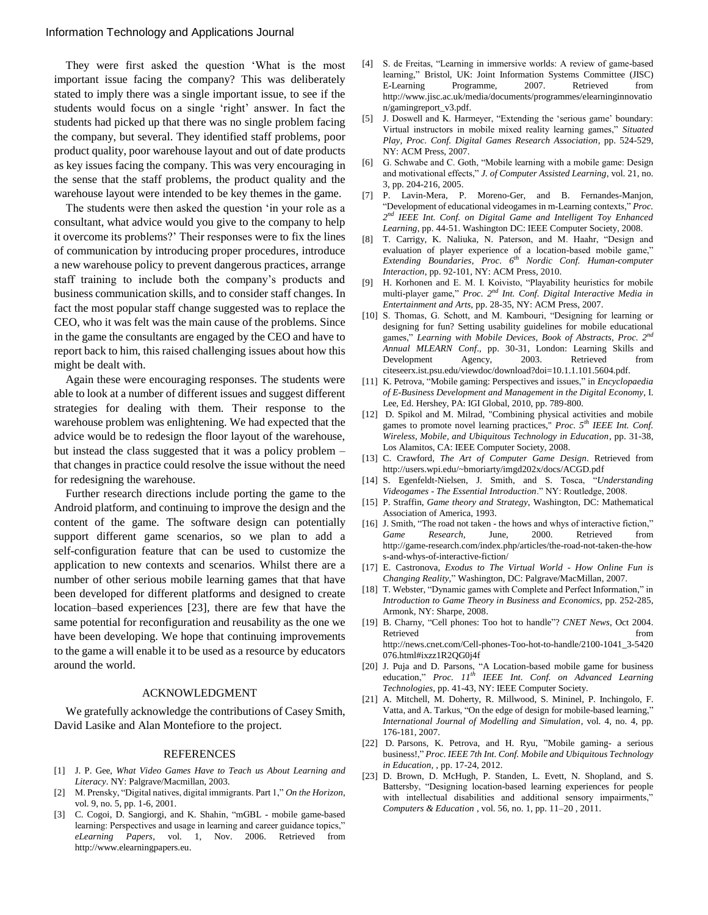They were first asked the question 'What is the most important issue facing the company? This was deliberately stated to imply there was a single important issue, to see if the students would focus on a single 'right' answer. In fact the students had picked up that there was no single problem facing the company, but several. They identified staff problems, poor product quality, poor warehouse layout and out of date products as key issues facing the company. This was very encouraging in the sense that the staff problems, the product quality and the warehouse layout were intended to be key themes in the game.

The students were then asked the question 'in your role as a consultant, what advice would you give to the company to help it overcome its problems?' Their responses were to fix the lines of communication by introducing proper procedures, introduce a new warehouse policy to prevent dangerous practices, arrange staff training to include both the company's products and business communication skills, and to consider staff changes. In fact the most popular staff change suggested was to replace the CEO, who it was felt was the main cause of the problems. Since in the game the consultants are engaged by the CEO and have to report back to him, this raised challenging issues about how this might be dealt with.

Again these were encouraging responses. The students were able to look at a number of different issues and suggest different strategies for dealing with them. Their response to the warehouse problem was enlightening. We had expected that the advice would be to redesign the floor layout of the warehouse, but instead the class suggested that it was a policy problem – that changes in practice could resolve the issue without the need for redesigning the warehouse.

Further research directions include porting the game to the Android platform, and continuing to improve the design and the content of the game. The software design can potentially support different game scenarios, so we plan to add a self-configuration feature that can be used to customize the application to new contexts and scenarios. Whilst there are a number of other serious mobile learning games that that have been developed for different platforms and designed to create location–based experiences [23], there are few that have the same potential for reconfiguration and reusability as the one we have been developing. We hope that continuing improvements to the game a will enable it to be used as a resource by educators around the world.

## ACKNOWLEDGMENT

We gratefully acknowledge the contributions of Casey Smith, David Lasike and Alan Montefiore to the project.

## REFERENCES

[1] J. P. Gee, *What Video Games Have to Teach us About Learning and Literacy*. NY: Palgrave/Macmillan, 2003.

[2] M. Prensky, "Digital natives, digital immigrants. Part 1," *On the Horizon*, vol. 9, no. 5, pp. 1-6, 2001.

[3] C. Cogoi, D. Sangiorgi, and K. Shahin, "mGBL - mobile game-based learning: Perspectives and usage in learning and career guidance topics," *eLearning Papers*, vol. 1, Nov. 2006. Retrieved from http://www.elearningpapers.eu.

[4] S. de Freitas, "Learning in immersive worlds: A review of game-based learning," Bristol, UK: Joint Information Systems Committee (JISC) E-Learning Programme, 2007. Retrieved from http://www.jisc.ac.uk/media/documents/programmes/elearninginnovation/gamingreport_v3.pdf.

[5] J. Doswell and K. Harmeyer, "Extending the 'serious game' boundary: Virtual instructors in mobile mixed reality learning games," *Situated Play, Proc. Conf. Digital Games Research Association*, pp. 524-529, NY: ACM Press, 2007.

[6] G. Schwabe and C. Goth, "Mobile learning with a mobile game: Design and motivational effects," *J. of Computer Assisted Learning*, vol. 21, no. 3, pp. 204-216, 2005.

[7] P. Lavin-Mera, P. Moreno-Ger, and B. Fernandes-Manjon, "Development of educational videogames in m-Learning contexts," *Proc. 2nd IEEE Int. Conf. on Digital Game and Intelligent Toy Enhanced Learning*, pp. 44-51. Washington DC: IEEE Computer Society, 2008.

[8] T. Carrigy, K. Naliuka, N. Paterson, and M. Haahr, "Design and evaluation of player experience of a location-based mobile game," *Extending Boundaries, Proc. 6th Nordic Conf. Human-computer Interaction*, pp. 92-101, NY: ACM Press, 2010.

[9] H. Korhonen and E. M. I. Koivisto, "Playability heuristics for mobile multi-player game," *Proc. 2nd Int. Conf. Digital Interactive Media in Entertainment and Arts*, pp. 28-35, NY: ACM Press, 2007.

[10] S. Thomas, G. Schott, and M. Kambouri, "Designing for learning or designing for fun? Setting usability guidelines for mobile educational games," *Learning with Mobile Devices, Book of Abstracts, Proc. 2nd Annual MLEARN Conf.*, pp. 30-31, London: Learning Skills and Development Agency, 2003. Retrieved from citeseerx.ist.psu.edu/viewdoc/download?doi=10.1.1.101.5604.pdf.

[11] K. Petrova, "Mobile gaming: Perspectives and issues," in *Encyclopaedia of E-Business Development and Management in the Digital Economy*, I. Lee, Ed. Hershey, PA: IGI Global, 2010, pp. 789-800.

[12] D. Spikol and M. Milrad, "Combining physical activities and mobile games to promote novel learning practices," *Proc. 5th IEEE Int. Conf. Wireless, Mobile, and Ubiquitous Technology in Education*, pp. 31-38, Los Alamitos, CA: IEEE Computer Society, 2008.

[13] C. Crawford, *The Art of Computer Game Design*. Retrieved from http://users.wpi.edu/~bmoriarty/imgd202x/docs/ACGD.pdf

[14] S. Egenfeldt-Nielsen, J. Smith, and S. Tosca, "*Understanding Videogames - The Essential Introduction*." NY: Routledge, 2008.

[15] P. Straffin, *Game theory and Strategy*, Washington, DC: Mathematical Association of America, 1993.

[16] J. Smith, "The road not taken - the hows and whys of interactive fiction," *Game Research*, June, 2000. Retrieved from http://game-research.com/index.php/articles/the-road-not-taken-the-hows-and-whys-of-interactive-fiction/

[17] E. Castronova, *Exodus to The Virtual World - How Online Fun is Changing Reality*," Washington, DC: Palgrave/MacMillan, 2007.

[18] T. Webster, "Dynamic games with Complete and Perfect Information," in *Introduction to Game Theory in Business and Economics*, pp. 252-285, Armonk, NY: Sharpe, 2008.

[19] B. Charny, "Cell phones: Too hot to handle"? *CNET News*, Oct 2004. Retrieved from http://news.cnet.com/Cell-phones-Too-hot-to-handle/2100-1041_3-5420076.html#ixzz1R2QG0j4f

[20] J. Puja and D. Parsons, "A Location-based mobile game for business education," *Proc. 11th IEEE Int. Conf. on Advanced Learning Technologies*, pp. 41-43, NY: IEEE Computer Society.

[21] A. Mitchell, M. Doherty, R. Millwood, S. Mininel, P. Inchingolo, F. Vatta, and A. Tarkus, "On the edge of design for mobile-based learning," *International Journal of Modelling and Simulation*, vol. 4, no. 4, pp. 176-181, 2007.

[22] D. Parsons, K. Petrova, and H. Ryu, "Mobile gaming- a serious business!," *Proc. IEEE 7th Int. Conf. Mobile and Ubiquitous Technology in Education*, , pp. 17-24, 2012.

[23] D. Brown, D. McHugh, P. Standen, L. Evett, N. Shopland, and S. Battersby, "Designing location-based learning experiences for people with intellectual disabilities and additional sensory impairments," *Computers & Education* , vol. 56, no. 1, pp. 11–20 , 2011.